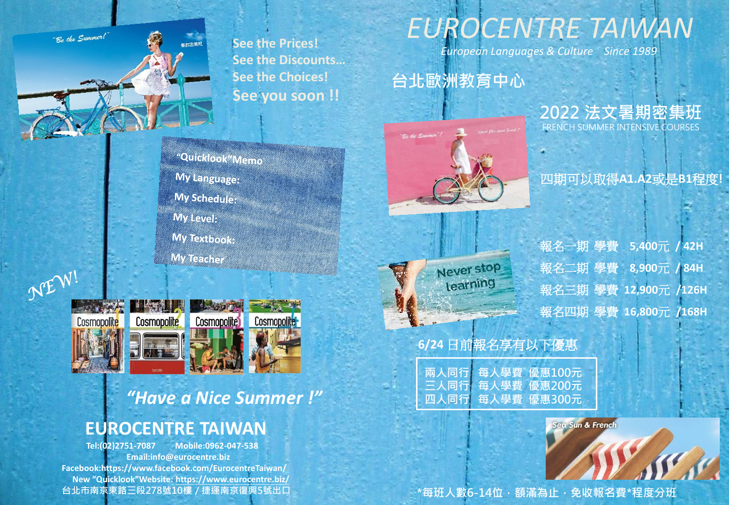# EUROCENTRE TAIWAN

*European Languages & Culture Since 1989*

## 台北歐洲教育中心

## 2022 法文暑期密集班

FRENCH SUMMER INTENSIVE COURSES

四期可以取得**A1.A2**或是**B1**程度!

See the Prices!
See the Discounts...
See the Choices!
See you soon !!

"Quicklook"Memo
My Language:
My Schedule:
My Level:
My Textbook:
My Teacher

NEW!

| 報名 | 學費 | 時數 |
|---|---|---|
| 報名一期 | 學費 **5,400**元 | **42H** |
| 報名二期 | 學費 **8,900**元 | **84H** |
| 報名三期 | 學費 **12,900**元 | **126H** |
| 報名四期 | 學費 **16,800**元 | **168H** |

**6/24** 日前報名享有以下優惠

| | | |
|---|---|---|
| 兩人同行 | 每人學費 | 優惠100元 |
| 三人同行 | 每人學費 | 優惠200元 |
| 四人同行 | 每人學費 | 優惠300元 |

*"Have a Nice Summer !"*

## EUROCENTRE TAIWAN

**Tel:(02)2751-7087 Mobile:0962-047-538**
**Email:info@eurocentre.biz**
**Facebook:https://www.facebook.com/EurocentreTaiwan/**
**New "Quicklook"Website: https://www.eurocentre.biz/**
**台北市南京東路三段278號10樓 / 捷運南京復興5號出口**

*每班人數6-14位，額滿為止，免收報名費*程度分班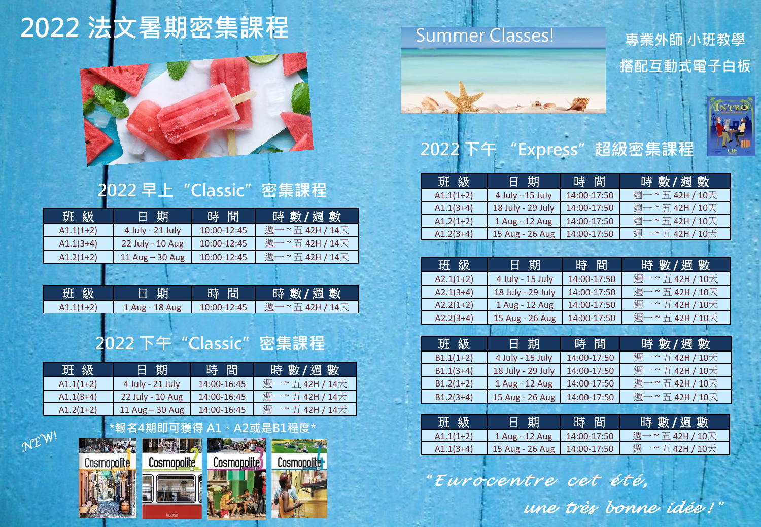# 2022 法文暑期密集課程

## 2022 早上 "Classic" 密集課程

| 班 級 | 日 期 | 時 間 | 時 數 / 週 數 |
| --- | --- | --- | --- |
| A1.1(1+2) | 4 July - 21 July | 10:00-12:45 | 週一 ~ 五 42H / 14天 |
| A1.1(3+4) | 22 July - 10 Aug | 10:00-12:45 | 週一 ~ 五 42H / 14天 |
| A1.2(1+2) | 11 Aug – 30 Aug | 10:00-12:45 | 週一 ~ 五 42H / 14天 |

| 班 級 | 日 期 | 時 間 | 時 數 / 週 數 |
| --- | --- | --- | --- |
| A1.1(1+2) | 1 Aug - 18 Aug | 10:00-12:45 | 週一 ~ 五 42H / 14天 |

## 2022 下午 "Classic" 密集課程

| 班 級 | 日 期 | 時 間 | 時 數 / 週 數 |
| --- | --- | --- | --- |
| A1.1(1+2) | 4 July - 21 July | 14:00-16:45 | 週一 ~ 五 42H / 14天 |
| A1.1(3+4) | 22 July - 10 Aug | 14:00-16:45 | 週一 ~ 五 42H / 14天 |
| A1.2(1+2) | 11 Aug – 30 Aug | 14:00-16:45 | 週一 ~ 五 42H / 14天 |

*報名4期即可獲得 A1、A2或是B1程度*

NEW!

Summer Classes!

專業外師 小班教學

搭配互動式電子白板

## 2022 下午 "Express" 超級密集課程

| 班 級 | 日 期 | 時 間 | 時 數 / 週 數 |
| --- | --- | --- | --- |
| A1.1(1+2) | 4 July - 15 July | 14:00-17:50 | 週一 ~ 五 42H / 10天 |
| A1.1(3+4) | 18 July - 29 July | 14:00-17:50 | 週一 ~ 五 42H / 10天 |
| A1.2(1+2) | 1 Aug - 12 Aug | 14:00-17:50 | 週一 ~ 五 42H / 10天 |
| A1.2(3+4) | 15 Aug - 26 Aug | 14:00-17:50 | 週一 ~ 五 42H / 10天 |

| 班 級 | 日 期 | 時 間 | 時 數 / 週 數 |
| --- | --- | --- | --- |
| A2.1(1+2) | 4 July - 15 July | 14:00-17:50 | 週一 ~ 五 42H / 10天 |
| A2.1(3+4) | 18 July - 29 July | 14:00-17:50 | 週一 ~ 五 42H / 10天 |
| A2.2(1+2) | 1 Aug - 12 Aug | 14:00-17:50 | 週一 ~ 五 42H / 10天 |
| A2.2(3+4) | 15 Aug - 26 Aug | 14:00-17:50 | 週一 ~ 五 42H / 10天 |

| 班 級 | 日 期 | 時 間 | 時 數 / 週 數 |
| --- | --- | --- | --- |
| B1.1(1+2) | 4 July - 15 July | 14:00-17:50 | 週一 ~ 五 42H / 10天 |
| B1.1(3+4) | 18 July - 29 July | 14:00-17:50 | 週一 ~ 五 42H / 10天 |
| B1.2(1+2) | 1 Aug - 12 Aug | 14:00-17:50 | 週一 ~ 五 42H / 10天 |
| B1.2(3+4) | 15 Aug - 26 Aug | 14:00-17:50 | 週一 ~ 五 42H / 10天 |

| 班 級 | 日 期 | 時 間 | 時 數 / 週 數 |
| --- | --- | --- | --- |
| A1.1(1+2) | 1 Aug - 12 Aug | 14:00-17:50 | 週一 ~ 五 42H / 10天 |
| A1.1(3+4) | 15 Aug - 26 Aug | 14:00-17:50 | 週一 ~ 五 42H / 10天 |

*"Eurocentre cet été, une très bonne idée!"*